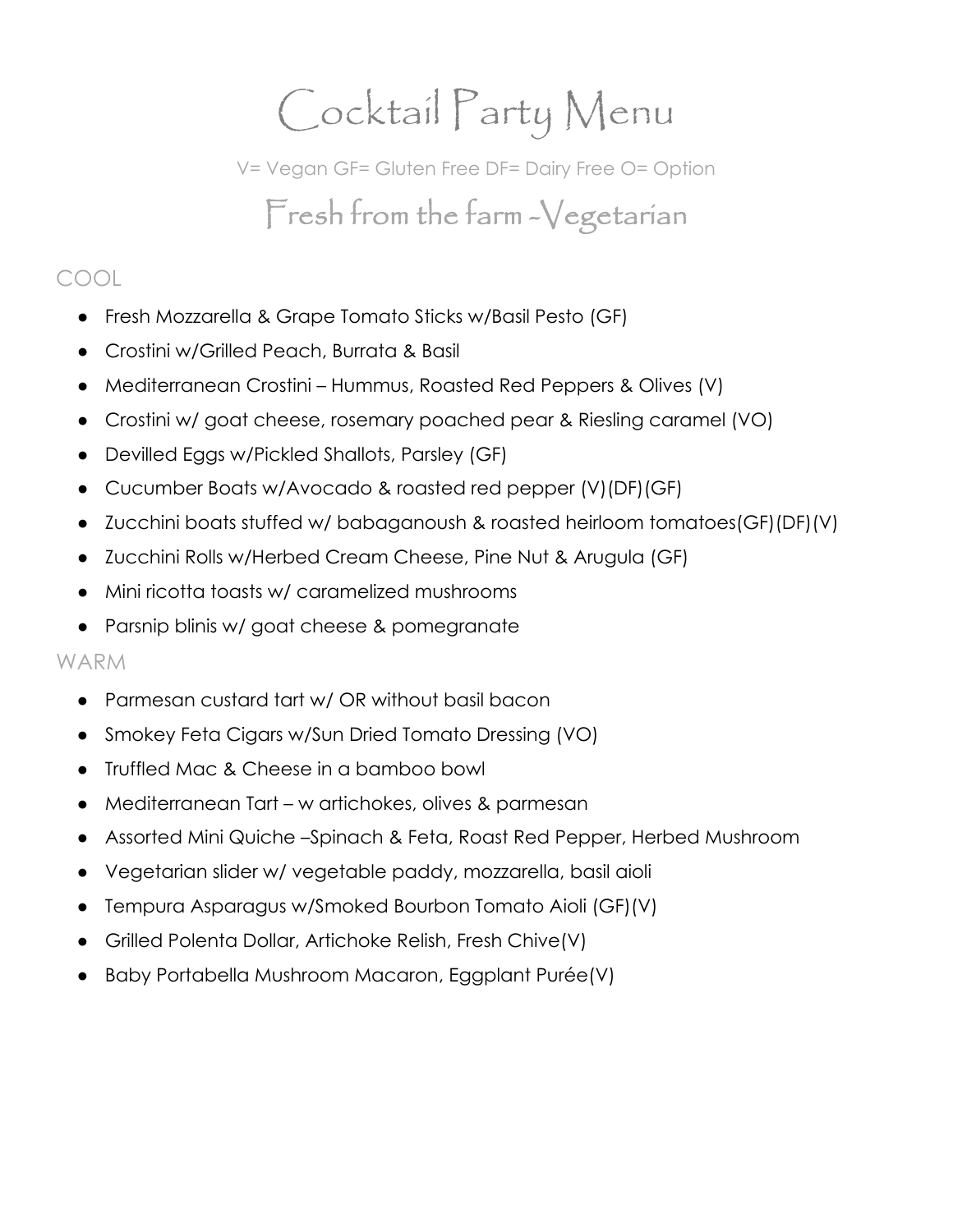# Cocktail Party Menu

V= Vegan GF= Gluten Free DF= Dairy Free O= Option

## Fresh from the farm -Vegetarian

### COOL

- Fresh Mozzarella & Grape Tomato Sticks w/Basil Pesto (GF)
- Crostini w/Grilled Peach, Burrata & Basil
- Mediterranean Crostini – Hummus, Roasted Red Peppers & Olives (V)
- Crostini w/ goat cheese, rosemary poached pear & Riesling caramel (VO)
- Devilled Eggs w/Pickled Shallots, Parsley (GF)
- Cucumber Boats w/Avocado & roasted red pepper (V)(DF)(GF)
- Zucchini boats stuffed w/ babaganoush & roasted heirloom tomatoes(GF)(DF)(V)
- Zucchini Rolls w/Herbed Cream Cheese, Pine Nut & Arugula (GF)
- Mini ricotta toasts w/ caramelized mushrooms
- Parsnip blinis w/ goat cheese & pomegranate

### WARM

- Parmesan custard tart w/ OR without basil bacon
- Smokey Feta Cigars w/Sun Dried Tomato Dressing (VO)
- Truffled Mac & Cheese in a bamboo bowl
- Mediterranean Tart – w artichokes, olives & parmesan
- Assorted Mini Quiche –Spinach & Feta, Roast Red Pepper, Herbed Mushroom
- Vegetarian slider w/ vegetable paddy, mozzarella, basil aioli
- Tempura Asparagus w/Smoked Bourbon Tomato Aioli (GF)(V)
- Grilled Polenta Dollar, Artichoke Relish, Fresh Chive(V)
- Baby Portabella Mushroom Macaron, Eggplant Purée(V)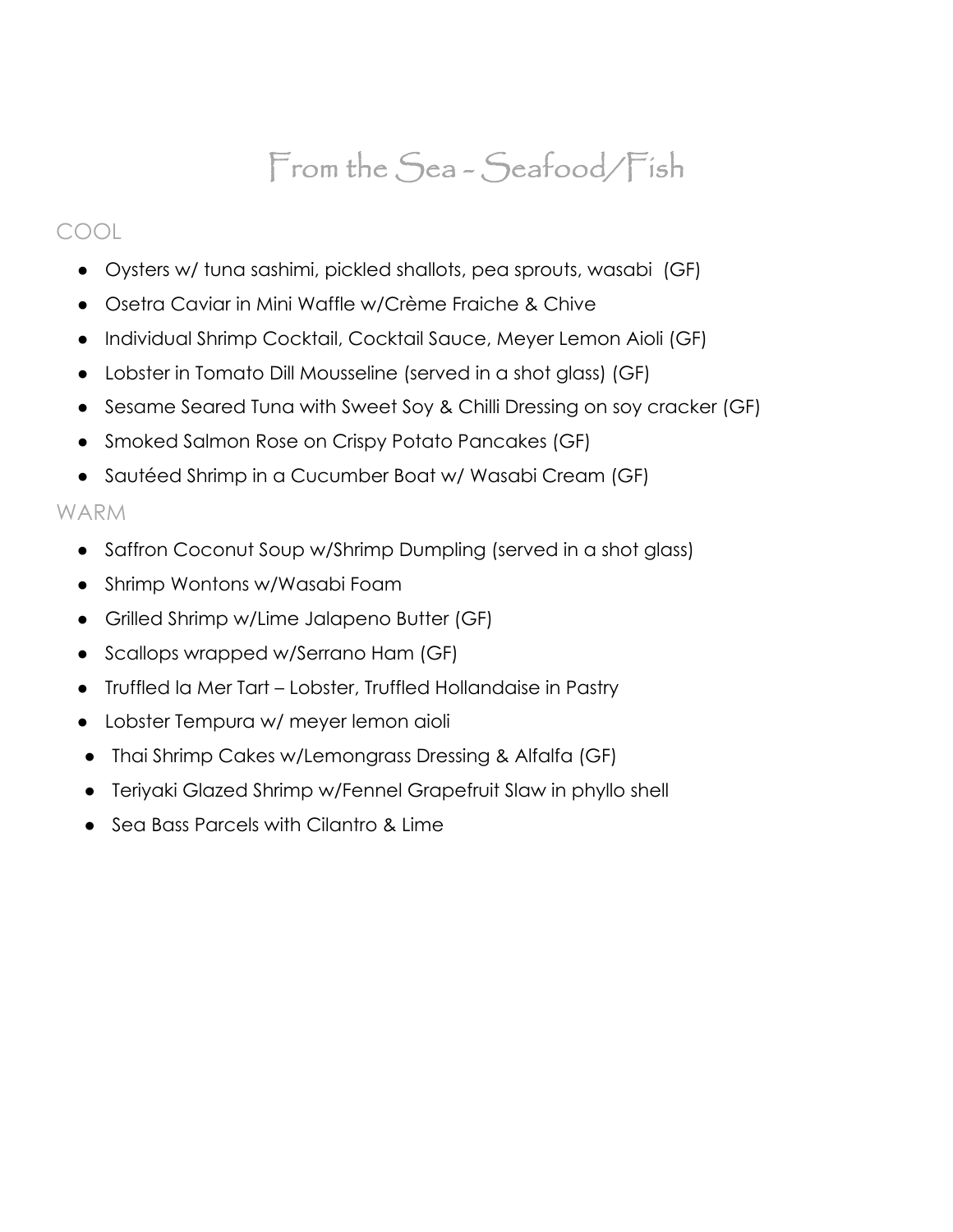# From the Sea - Seafood/Fish

## COOL

- Oysters w/ tuna sashimi, pickled shallots, pea sprouts, wasabi (GF)
- Osetra Caviar in Mini Waffle w/Crème Fraiche & Chive
- Individual Shrimp Cocktail, Cocktail Sauce, Meyer Lemon Aioli (GF)
- Lobster in Tomato Dill Mousseline (served in a shot glass) (GF)
- Sesame Seared Tuna with Sweet Soy & Chilli Dressing on soy cracker (GF)
- Smoked Salmon Rose on Crispy Potato Pancakes (GF)
- Sautéed Shrimp in a Cucumber Boat w/ Wasabi Cream (GF)

## WARM

- Saffron Coconut Soup w/Shrimp Dumpling (served in a shot glass)
- Shrimp Wontons w/Wasabi Foam
- Grilled Shrimp w/Lime Jalapeno Butter (GF)
- Scallops wrapped w/Serrano Ham (GF)
- Truffled la Mer Tart – Lobster, Truffled Hollandaise in Pastry
- Lobster Tempura w/ meyer lemon aioli
- Thai Shrimp Cakes w/Lemongrass Dressing & Alfalfa (GF)
- Teriyaki Glazed Shrimp w/Fennel Grapefruit Slaw in phyllo shell
- Sea Bass Parcels with Cilantro & Lime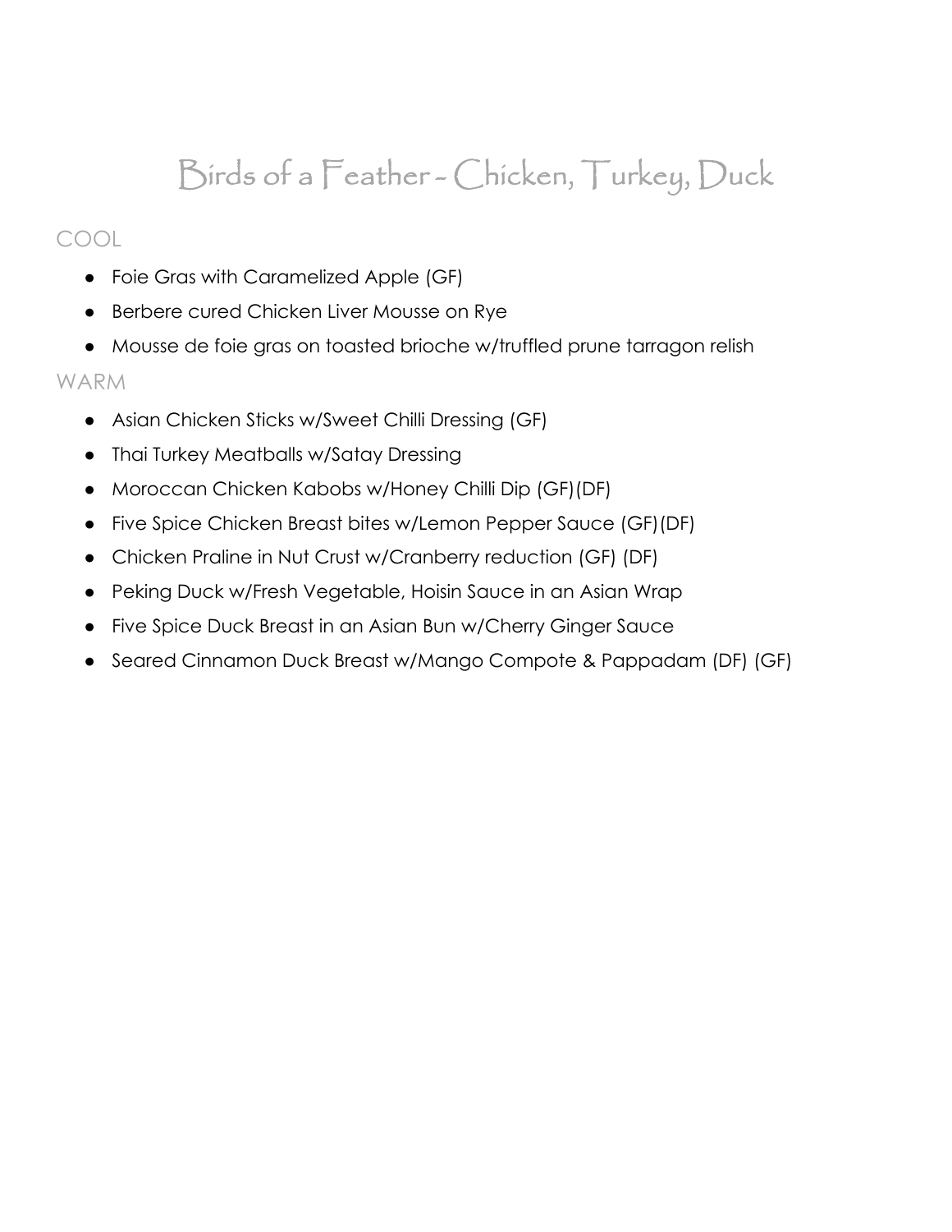# Birds of a Feather - Chicken, Turkey, Duck

## COOL

- Foie Gras with Caramelized Apple (GF)
- Berbere cured Chicken Liver Mousse on Rye
- Mousse de foie gras on toasted brioche w/truffled prune tarragon relish

## WARM

- Asian Chicken Sticks w/Sweet Chilli Dressing (GF)
- Thai Turkey Meatballs w/Satay Dressing
- Moroccan Chicken Kabobs w/Honey Chilli Dip (GF)(DF)
- Five Spice Chicken Breast bites w/Lemon Pepper Sauce (GF)(DF)
- Chicken Praline in Nut Crust w/Cranberry reduction (GF) (DF)
- Peking Duck w/Fresh Vegetable, Hoisin Sauce in an Asian Wrap
- Five Spice Duck Breast in an Asian Bun w/Cherry Ginger Sauce
- Seared Cinnamon Duck Breast w/Mango Compote & Pappadam (DF) (GF)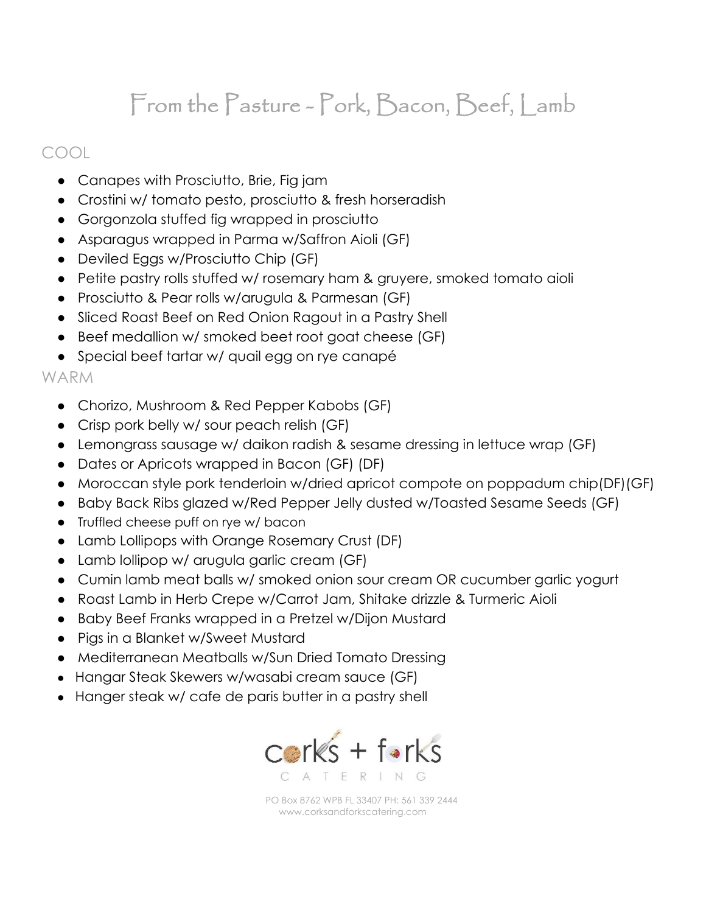# From the Pasture - Pork, Bacon, Beef, Lamb

## COOL

- Canapes with Prosciutto, Brie, Fig jam
- Crostini w/ tomato pesto, prosciutto & fresh horseradish
- Gorgonzola stuffed fig wrapped in prosciutto
- Asparagus wrapped in Parma w/Saffron Aioli (GF)
- Deviled Eggs w/Prosciutto Chip (GF)
- Petite pastry rolls stuffed w/ rosemary ham & gruyere, smoked tomato aioli
- Prosciutto & Pear rolls w/arugula & Parmesan (GF)
- Sliced Roast Beef on Red Onion Ragout in a Pastry Shell
- Beef medallion w/ smoked beet root goat cheese (GF)
- Special beef tartar w/ quail egg on rye canapé

## WARM

- Chorizo, Mushroom & Red Pepper Kabobs (GF)
- Crisp pork belly w/ sour peach relish (GF)
- Lemongrass sausage w/ daikon radish & sesame dressing in lettuce wrap (GF)
- Dates or Apricots wrapped in Bacon (GF) (DF)
- Moroccan style pork tenderloin w/dried apricot compote on poppadum chip(DF)(GF)
- Baby Back Ribs glazed w/Red Pepper Jelly dusted w/Toasted Sesame Seeds (GF)
- Truffled cheese puff on rye w/ bacon
- Lamb Lollipops with Orange Rosemary Crust (DF)
- Lamb lollipop w/ arugula garlic cream (GF)
- Cumin lamb meat balls w/ smoked onion sour cream OR cucumber garlic yogurt
- Roast Lamb in Herb Crepe w/Carrot Jam, Shitake drizzle & Turmeric Aioli
- Baby Beef Franks wrapped in a Pretzel w/Dijon Mustard
- Pigs in a Blanket w/Sweet Mustard
- Mediterranean Meatballs w/Sun Dried Tomato Dressing
- Hangar Steak Skewers w/wasabi cream sauce (GF)
- Hanger steak w/ cafe de paris butter in a pastry shell

corks + forks
CATERING

PO Box 8762 WPB FL 33407 PH: 561 339 2444
www.corksandforkscatering.com